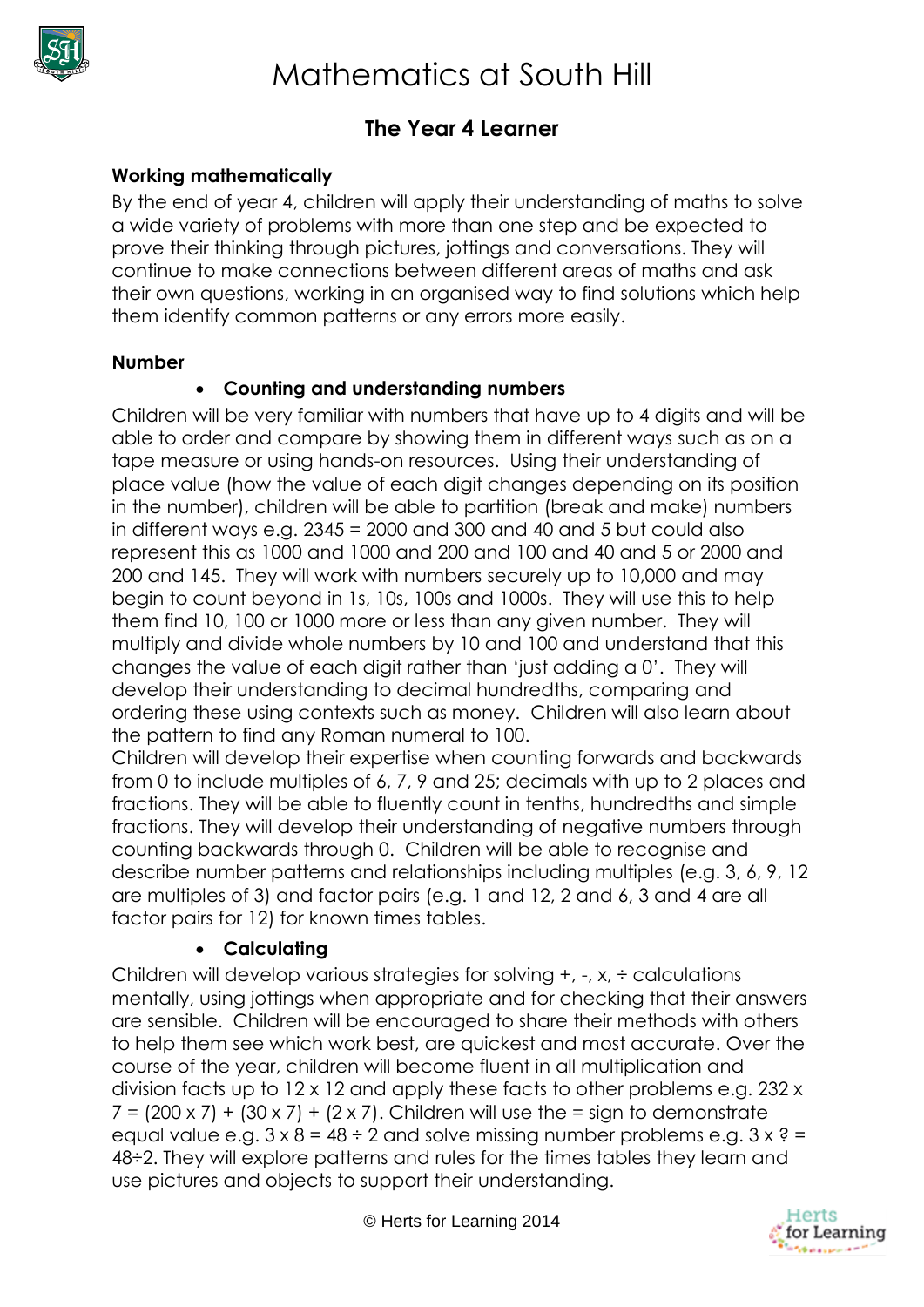# Mathematics at South Hill

## The Year 4 Learner

**Working mathematically**

By the end of year 4, children will apply their understanding of maths to solve a wide variety of problems with more than one step and be expected to prove their thinking through pictures, jottings and conversations. They will continue to make connections between different areas of maths and ask their own questions, working in an organised way to find solutions which help them identify common patterns or any errors more easily.

**Number**

- **Counting and understanding numbers**

Children will be very familiar with numbers that have up to 4 digits and will be able to order and compare by showing them in different ways such as on a tape measure or using hands-on resources. Using their understanding of place value (how the value of each digit changes depending on its position in the number), children will be able to partition (break and make) numbers in different ways e.g. 2345 = 2000 and 300 and 40 and 5 but could also represent this as 1000 and 1000 and 200 and 100 and 40 and 5 or 2000 and 200 and 145. They will work with numbers securely up to 10,000 and may begin to count beyond in 1s, 10s, 100s and 1000s. They will use this to help them find 10, 100 or 1000 more or less than any given number. They will multiply and divide whole numbers by 10 and 100 and understand that this changes the value of each digit rather than 'just adding a 0'. They will develop their understanding to decimal hundredths, comparing and ordering these using contexts such as money. Children will also learn about the pattern to find any Roman numeral to 100.

Children will develop their expertise when counting forwards and backwards from 0 to include multiples of 6, 7, 9 and 25; decimals with up to 2 places and fractions. They will be able to fluently count in tenths, hundredths and simple fractions. They will develop their understanding of negative numbers through counting backwards through 0. Children will be able to recognise and describe number patterns and relationships including multiples (e.g. 3, 6, 9, 12 are multiples of 3) and factor pairs (e.g. 1 and 12, 2 and 6, 3 and 4 are all factor pairs for 12) for known times tables.

- **Calculating**

Children will develop various strategies for solving +, -, x, ÷ calculations mentally, using jottings when appropriate and for checking that their answers are sensible. Children will be encouraged to share their methods with others to help them see which work best, are quickest and most accurate. Over the course of the year, children will become fluent in all multiplication and division facts up to 12 x 12 and apply these facts to other problems e.g. $232 \times 7 = (200 \times 7) + (30 \times 7) + (2 \times 7)$. Children will use the = sign to demonstrate equal value e.g. $3 \times 8 = 48 \div 2$ and solve missing number problems e.g. $3 \times ? = 48 \div 2$. They will explore patterns and rules for the times tables they learn and use pictures and objects to support their understanding.

© Herts for Learning 2014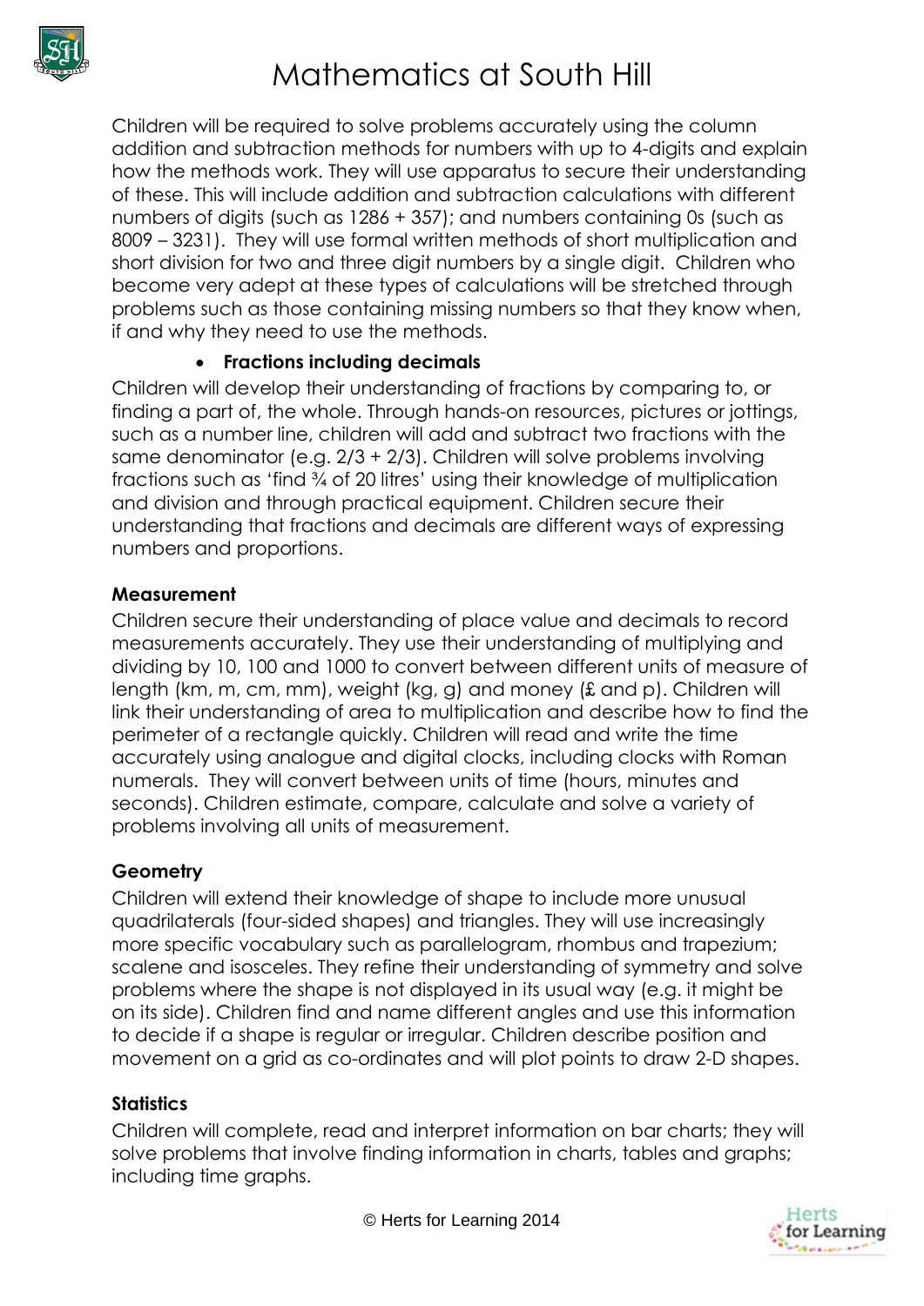# Mathematics at South Hill

Children will be required to solve problems accurately using the column addition and subtraction methods for numbers with up to 4-digits and explain how the methods work. They will use apparatus to secure their understanding of these. This will include addition and subtraction calculations with different numbers of digits (such as 1286 + 357); and numbers containing 0s (such as 8009 – 3231). They will use formal written methods of short multiplication and short division for two and three digit numbers by a single digit. Children who become very adept at these types of calculations will be stretched through problems such as those containing missing numbers so that they know when, if and why they need to use the methods.

- **Fractions including decimals**

Children will develop their understanding of fractions by comparing to, or finding a part of, the whole. Through hands-on resources, pictures or jottings, such as a number line, children will add and subtract two fractions with the same denominator (e.g. 2/3 + 2/3). Children will solve problems involving fractions such as 'find ¾ of 20 litres' using their knowledge of multiplication and division and through practical equipment. Children secure their understanding that fractions and decimals are different ways of expressing numbers and proportions.

**Measurement**

Children secure their understanding of place value and decimals to record measurements accurately. They use their understanding of multiplying and dividing by 10, 100 and 1000 to convert between different units of measure of length (km, m, cm, mm), weight (kg, g) and money (£ and p). Children will link their understanding of area to multiplication and describe how to find the perimeter of a rectangle quickly. Children will read and write the time accurately using analogue and digital clocks, including clocks with Roman numerals. They will convert between units of time (hours, minutes and seconds). Children estimate, compare, calculate and solve a variety of problems involving all units of measurement.

**Geometry**

Children will extend their knowledge of shape to include more unusual quadrilaterals (four-sided shapes) and triangles. They will use increasingly more specific vocabulary such as parallelogram, rhombus and trapezium; scalene and isosceles. They refine their understanding of symmetry and solve problems where the shape is not displayed in its usual way (e.g. it might be on its side). Children find and name different angles and use this information to decide if a shape is regular or irregular. Children describe position and movement on a grid as co-ordinates and will plot points to draw 2-D shapes.

**Statistics**

Children will complete, read and interpret information on bar charts; they will solve problems that involve finding information in charts, tables and graphs; including time graphs.

© Herts for Learning 2014